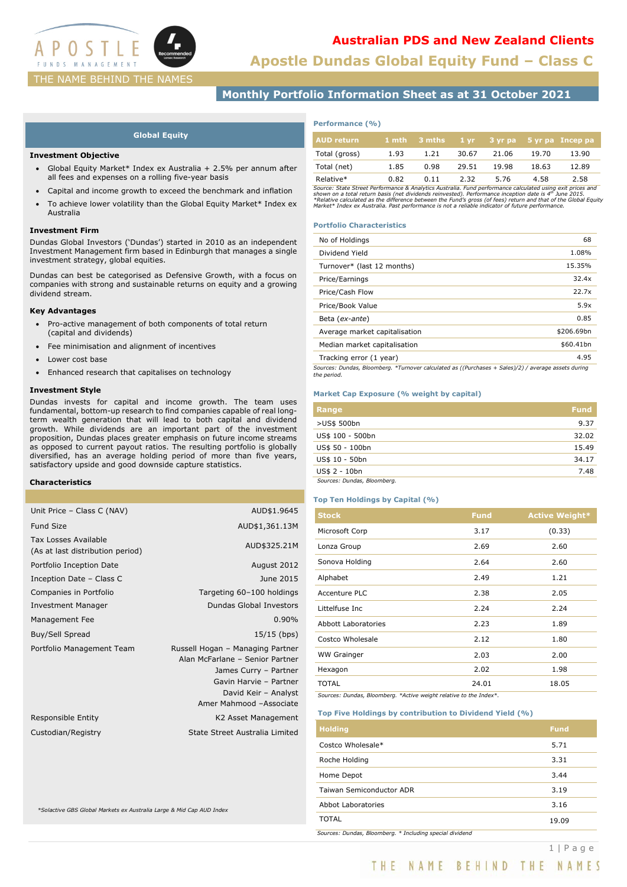# Australian PDS and New Zealand Clients

# Apostle Dundas Global Equity Fund – Class C

THE NAME BEHIND THE NAMES

## Monthly Portfolio Information Sheet as at 31 October 2021

### Global Equity

**Investment Objective**

- Global Equity Market* Index ex Australia + 2.5% per annum after all fees and expenses on a rolling five-year basis
- Capital and income growth to exceed the benchmark and inflation
- To achieve lower volatility than the Global Equity Market* Index ex Australia

**Investment Firm**

Dundas Global Investors ('Dundas') started in 2010 as an independent Investment Management firm based in Edinburgh that manages a single investment strategy, global equities.

Dundas can best be categorised as Defensive Growth, with a focus on companies with strong and sustainable returns on equity and a growing dividend stream.

**Key Advantages**

- Pro-active management of both components of total return (capital and dividends)
- Fee minimisation and alignment of incentives
- Lower cost base
- Enhanced research that capitalises on technology

**Investment Style**

Dundas invests for capital and income growth. The team uses fundamental, bottom-up research to find companies capable of real long-term wealth generation that will lead to both capital and dividend growth. While dividends are an important part of the investment proposition, Dundas places greater emphasis on future income streams as opposed to current payout ratios. The resulting portfolio is globally diversified, has an average holding period of more than five years, satisfactory upside and good downside capture statistics.

**Characteristics**

| | |
|---|---|
| Unit Price – Class C (NAV) | AUD$1.9645 |
| Fund Size | AUD$1,361.13M |
| Tax Losses Available (As at last distribution period) | AUD$325.21M |
| Portfolio Inception Date | August 2012 |
| Inception Date – Class C | June 2015 |
| Companies in Portfolio | Targeting 60–100 holdings |
| Investment Manager | Dundas Global Investors |
| Management Fee | 0.90% |
| Buy/Sell Spread | 15/15 (bps) |
| Portfolio Management Team | Russell Hogan – Managing Partner<br>Alan McFarlane – Senior Partner<br>James Curry – Partner<br>Gavin Harvie – Partner<br>David Keir – Analyst<br>Amer Mahmood –Associate |
| Responsible Entity | K2 Asset Management |
| Custodian/Registry | State Street Australia Limited |

*Solactive GBS Global Markets ex Australia Large & Mid Cap AUD Index

**Performance (%)**

| AUD return | 1 mth | 3 mths | 1 yr | 3 yr pa | 5 yr pa | Incep pa |
|---|---|---|---|---|---|---|
| Total (gross) | 1.93 | 1.21 | 30.67 | 21.06 | 19.70 | 13.90 |
| Total (net) | 1.85 | 0.98 | 29.51 | 19.98 | 18.63 | 12.89 |
| Relative* | 0.82 | 0.11 | 2.32 | 5.76 | 4.58 | 2.58 |

*Source: State Street Performance & Analytics Australia. Fund performance calculated using exit prices and shown on a total return basis (net dividends reinvested). Performance inception date is 4th June 2015. *Relative calculated as the difference between the Fund's gross (of fees) return and that of the Global Equity Market* Index ex Australia. Past performance is not a reliable indicator of future performance.*

**Portfolio Characteristics**

| | |
|---|---|
| No of Holdings | 68 |
| Dividend Yield | 1.08% |
| Turnover* (last 12 months) | 15.35% |
| Price/Earnings | 32.4x |
| Price/Cash Flow | 22.7x |
| Price/Book Value | 5.9x |
| Beta (*ex-ante*) | 0.85 |
| Average market capitalisation | $206.69bn |
| Median market capitalisation | $60.41bn |
| Tracking error (1 year) | 4.95 |

*Sources: Dundas, Bloomberg. *Turnover calculated as ((Purchases + Sales)/2) / average assets during the period.*

**Market Cap Exposure (% weight by capital)**

| Range | Fund |
|---|---|
| >US$ 500bn | 9.37 |
| US$ 100 - 500bn | 32.02 |
| US$ 50 - 100bn | 15.49 |
| US$ 10 - 50bn | 34.17 |
| US$ 2 - 10bn | 7.48 |

*Sources: Dundas, Bloomberg.*

**Top Ten Holdings by Capital (%)**

| Stock | Fund | Active Weight* |
|---|---|---|
| Microsoft Corp | 3.17 | (0.33) |
| Lonza Group | 2.69 | 2.60 |
| Sonova Holding | 2.64 | 2.60 |
| Alphabet | 2.49 | 1.21 |
| Accenture PLC | 2.38 | 2.05 |
| Littelfuse Inc | 2.24 | 2.24 |
| Abbott Laboratories | 2.23 | 1.89 |
| Costco Wholesale | 2.12 | 1.80 |
| WW Grainger | 2.03 | 2.00 |
| Hexagon | 2.02 | 1.98 |
| TOTAL | 24.01 | 18.05 |

*Sources: Dundas, Bloomberg. *Active weight relative to the Index*.*

**Top Five Holdings by contribution to Dividend Yield (%)**

| Holding | Fund |
|---|---|
| Costco Wholesale* | 5.71 |
| Roche Holding | 3.31 |
| Home Depot | 3.44 |
| Taiwan Semiconductor ADR | 3.19 |
| Abbot Laboratories | 3.16 |
| TOTAL | 19.09 |

*Sources: Dundas, Bloomberg. * Including special dividend*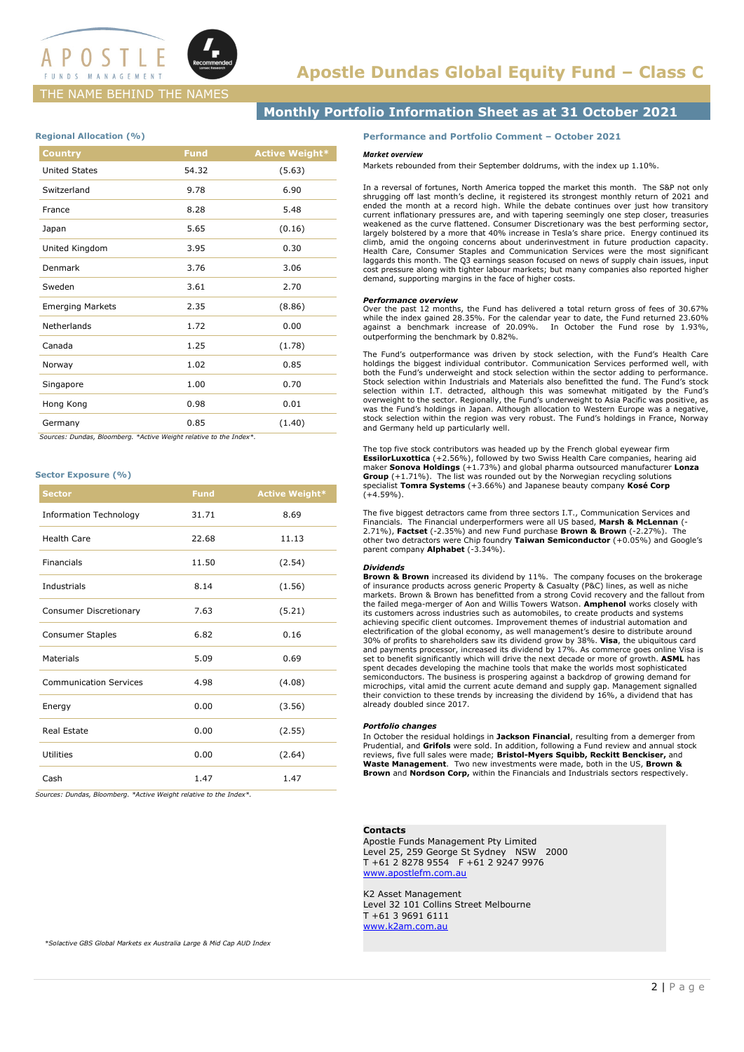# Apostle Dundas Global Equity Fund – Class C

APOSTLE FUNDS MANAGEMENT

THE NAME BEHIND THE NAMES

## Monthly Portfolio Information Sheet as at 31 October 2021

### Regional Allocation (%)

| Country | Fund | Active Weight* |
|---|---|---|
| United States | 54.32 | (5.63) |
| Switzerland | 9.78 | 6.90 |
| France | 8.28 | 5.48 |
| Japan | 5.65 | (0.16) |
| United Kingdom | 3.95 | 0.30 |
| Denmark | 3.76 | 3.06 |
| Sweden | 3.61 | 2.70 |
| Emerging Markets | 2.35 | (8.86) |
| Netherlands | 1.72 | 0.00 |
| Canada | 1.25 | (1.78) |
| Norway | 1.02 | 0.85 |
| Singapore | 1.00 | 0.70 |
| Hong Kong | 0.98 | 0.01 |
| Germany | 0.85 | (1.40) |

*Sources: Dundas, Bloomberg. *Active Weight relative to the Index*.*

### Sector Exposure (%)

| Sector | Fund | Active Weight* |
|---|---|---|
| Information Technology | 31.71 | 8.69 |
| Health Care | 22.68 | 11.13 |
| Financials | 11.50 | (2.54) |
| Industrials | 8.14 | (1.56) |
| Consumer Discretionary | 7.63 | (5.21) |
| Consumer Staples | 6.82 | 0.16 |
| Materials | 5.09 | 0.69 |
| Communication Services | 4.98 | (4.08) |
| Energy | 0.00 | (3.56) |
| Real Estate | 0.00 | (2.55) |
| Utilities | 0.00 | (2.64) |
| Cash | 1.47 | 1.47 |

*Sources: Dundas, Bloomberg. *Active Weight relative to the Index*.*

### Performance and Portfolio Comment – October 2021

***Market overview***

Markets rebounded from their September doldrums, with the index up 1.10%.

In a reversal of fortunes, North America topped the market this month. The S&P not only shrugging off last month's decline, it registered its strongest monthly return of 2021 and ended the month at a record high. While the debate continues over just how transitory current inflationary pressures are, and with tapering seemingly one step closer, treasuries weakened as the curve flattened. Consumer Discretionary was the best performing sector, largely bolstered by a more that 40% increase in Tesla's share price. Energy continued its climb, amid the ongoing concerns about underinvestment in future production capacity. Health Care, Consumer Staples and Communication Services were the most significant laggards this month. The Q3 earnings season focused on news of supply chain issues, input cost pressure along with tighter labour markets; but many companies also reported higher demand, supporting margins in the face of higher costs.

***Performance overview***

Over the past 12 months, the Fund has delivered a total return gross of fees of 30.67% while the index gained 28.35%. For the calendar year to date, the Fund returned 23.60% against a benchmark increase of 20.09%. In October the Fund rose by 1.93%, outperforming the benchmark by 0.82%.

The Fund's outperformance was driven by stock selection, with the Fund's Health Care holdings the biggest individual contributor. Communication Services performed well, with both the Fund's underweight and stock selection within the sector adding to performance. Stock selection within Industrials and Materials also benefitted the fund. The Fund's stock selection within I.T. detracted, although this was somewhat mitigated by the Fund's overweight to the sector. Regionally, the Fund's underweight to Asia Pacific was positive, as was the Fund's holdings in Japan. Although allocation to Western Europe was a negative, stock selection within the region was very robust. The Fund's holdings in France, Norway and Germany held up particularly well.

The top five stock contributors was headed up by the French global eyewear firm **EssilorLuxottica** (+2.56%), followed by two Swiss Health Care companies, hearing aid maker **Sonova Holdings** (+1.73%) and global pharma outsourced manufacturer **Lonza Group** (+1.71%). The list was rounded out by the Norwegian recycling solutions specialist **Tomra Systems** (+3.66%) and Japanese beauty company **Kosé Corp** (+4.59%).

The five biggest detractors came from three sectors I.T., Communication Services and Financials. The Financial underperformers were all US based, **Marsh & McLennan** (-2.71%), **Factset** (-2.35%) and new Fund purchase **Brown & Brown** (-2.27%). The other two detractors were Chip foundry **Taiwan Semiconductor** (+0.05%) and Google's parent company **Alphabet** (-3.34%).

***Dividends***

**Brown & Brown** increased its dividend by 11%. The company focuses on the brokerage of insurance products across generic Property & Casualty (P&C) lines, as well as niche markets. Brown & Brown has benefitted from a strong Covid recovery and the fallout from the failed mega-merger of Aon and Willis Towers Watson. **Amphenol** works closely with its customers across industries such as automobiles, to create products and systems achieving specific client outcomes. Improvement themes of industrial automation and electrification of the global economy, as well management's desire to distribute around 30% of profits to shareholders saw its dividend grow by 38%. **Visa**, the ubiquitous card and payments processor, increased its dividend by 17%. As commerce goes online Visa is set to benefit significantly which will drive the next decade or more of growth. **ASML** has spent decades developing the machine tools that make the worlds most sophisticated semiconductors. The business is prospering against a backdrop of growing demand for microchips, vital amid the current acute demand and supply gap. Management signalled their conviction to these trends by increasing the dividend by 16%, a dividend that has already doubled since 2017.

***Portfolio changes***

In October the residual holdings in **Jackson Financial**, resulting from a demerger from Prudential, and **Grifols** were sold. In addition, following a Fund review and annual stock reviews, five full sales were made; **Bristol-Myers Squibb, Reckitt Benckiser,** and **Waste Management**. Two new investments were made, both in the US, **Brown & Brown** and **Nordson Corp,** within the Financials and Industrials sectors respectively.

**Contacts**

Apostle Funds Management Pty Limited
Level 25, 259 George St Sydney NSW 2000
T +61 2 8278 9554 F +61 2 9247 9976
www.apostlefm.com.au

K2 Asset Management
Level 32 101 Collins Street Melbourne
T +61 3 9691 6111
www.k2am.com.au

**Solactive GBS Global Markets ex Australia Large & Mid Cap AUD Index*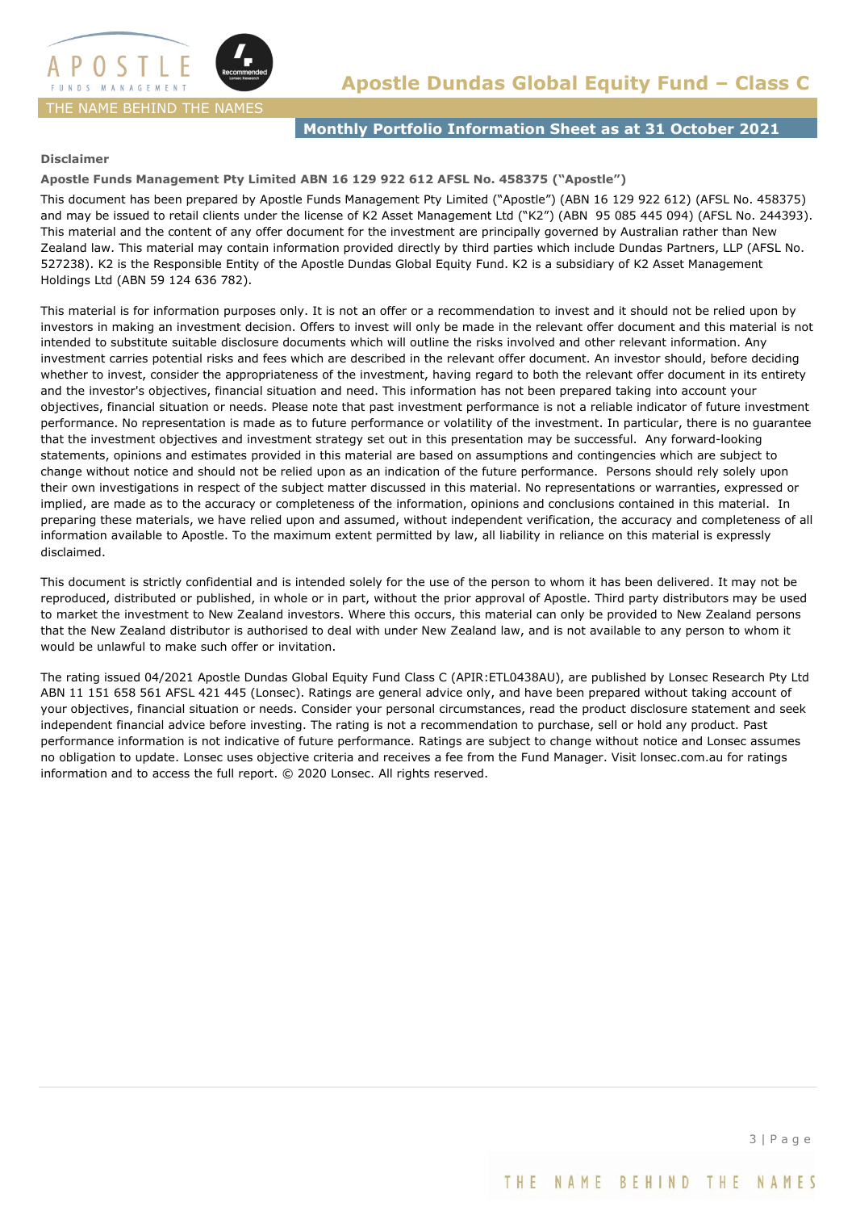# Apostle Dundas Global Equity Fund – Class C

## Monthly Portfolio Information Sheet as at 31 October 2021

**Disclaimer**

**Apostle Funds Management Pty Limited ABN 16 129 922 612 AFSL No. 458375 ("Apostle")**

This document has been prepared by Apostle Funds Management Pty Limited ("Apostle") (ABN 16 129 922 612) (AFSL No. 458375) and may be issued to retail clients under the license of K2 Asset Management Ltd ("K2") (ABN 95 085 445 094) (AFSL No. 244393). This material and the content of any offer document for the investment are principally governed by Australian rather than New Zealand law. This material may contain information provided directly by third parties which include Dundas Partners, LLP (AFSL No. 527238). K2 is the Responsible Entity of the Apostle Dundas Global Equity Fund. K2 is a subsidiary of K2 Asset Management Holdings Ltd (ABN 59 124 636 782).

This material is for information purposes only. It is not an offer or a recommendation to invest and it should not be relied upon by investors in making an investment decision. Offers to invest will only be made in the relevant offer document and this material is not intended to substitute suitable disclosure documents which will outline the risks involved and other relevant information. Any investment carries potential risks and fees which are described in the relevant offer document. An investor should, before deciding whether to invest, consider the appropriateness of the investment, having regard to both the relevant offer document in its entirety and the investor's objectives, financial situation and need. This information has not been prepared taking into account your objectives, financial situation or needs. Please note that past investment performance is not a reliable indicator of future investment performance. No representation is made as to future performance or volatility of the investment. In particular, there is no guarantee that the investment objectives and investment strategy set out in this presentation may be successful. Any forward-looking statements, opinions and estimates provided in this material are based on assumptions and contingencies which are subject to change without notice and should not be relied upon as an indication of the future performance. Persons should rely solely upon their own investigations in respect of the subject matter discussed in this material. No representations or warranties, expressed or implied, are made as to the accuracy or completeness of the information, opinions and conclusions contained in this material. In preparing these materials, we have relied upon and assumed, without independent verification, the accuracy and completeness of all information available to Apostle. To the maximum extent permitted by law, all liability in reliance on this material is expressly disclaimed.

This document is strictly confidential and is intended solely for the use of the person to whom it has been delivered. It may not be reproduced, distributed or published, in whole or in part, without the prior approval of Apostle. Third party distributors may be used to market the investment to New Zealand investors. Where this occurs, this material can only be provided to New Zealand persons that the New Zealand distributor is authorised to deal with under New Zealand law, and is not available to any person to whom it would be unlawful to make such offer or invitation.

The rating issued 04/2021 Apostle Dundas Global Equity Fund Class C (APIR:ETL0438AU), are published by Lonsec Research Pty Ltd ABN 11 151 658 561 AFSL 421 445 (Lonsec). Ratings are general advice only, and have been prepared without taking account of your objectives, financial situation or needs. Consider your personal circumstances, read the product disclosure statement and seek independent financial advice before investing. The rating is not a recommendation to purchase, sell or hold any product. Past performance information is not indicative of future performance. Ratings are subject to change without notice and Lonsec assumes no obligation to update. Lonsec uses objective criteria and receives a fee from the Fund Manager. Visit lonsec.com.au for ratings information and to access the full report. © 2020 Lonsec. All rights reserved.